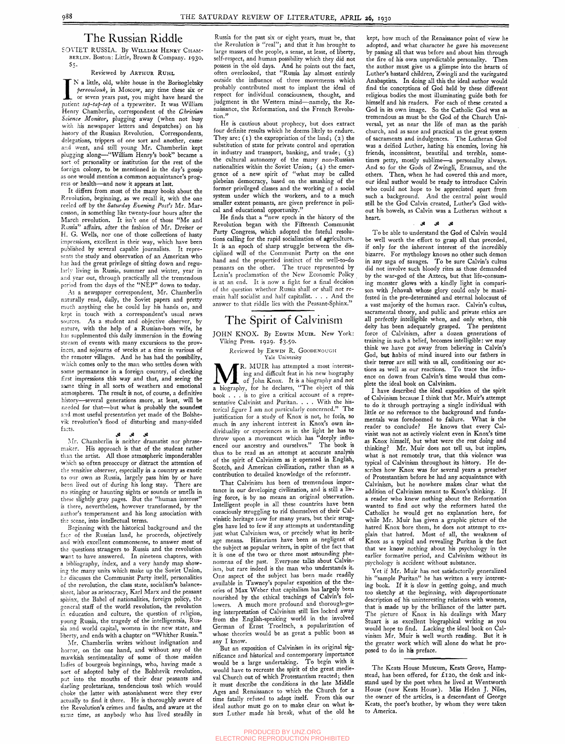# The Russian Riddle

SOVIET RUSSIA. By WILLIAM HENRY CHAMBERLIN. Boston: Little, Brown & Company. 1930. $5.

Reviewed by ARTHUR RUHL

IN a little, old, white house in the Borisoglebsky *pereoulouk*, in Moscow, any time these six or or seven years past, you might have heard the patient *tap-tap-tap* of a typewriter. It was William Henry Chamberlin, correspondent of the *Christian Science Monitor*, plugging away (when not busy with his newspaper letters and despatches) on his history of the Russian Revolution. Correspondents, delegations, trippers of one sort and another, came and went, and still young Mr. Chamberlin kept plugging along—"William Henry's book" became a sort of personality or institution for the rest of the foreign colony, to be mentioned in the day's gossip as one would mention a common acquaintance's progress or health—and now it appears at last.

It differs from most of the many books about the Revolution, beginning, as we recall it, with the one reeled off by the *Saturday Evening Post's* Mr. Marcosson, in something like twenty-four hours after the March revolution. It isn't one of those "Me and Russia" affairs, after the fashion of Mr. Dreiser or H. G. Wells, nor one of those collections of hasty impressions, excellent in their way, which have been published by several capable journalists. It represents the study and observation of an American who has had the great privilege of sitting down and regularly living in Russia, summer and winter, year in and year out, through practically all the tremendous period from the days of the "NEP" down to today.

As a newspaper correspondent, Mr. Chamberlin naturally read, daily, the Soviet papers and pretty much anything else he could lay his hands on, and kept in touch with a correspondent's usual news sources. As a student and objective observer, by nature, with the help of a Russian-born wife, he has supplemented this daily immersion in the flowing stream of events with many excursions to the provinces, and sojourns of weeks at a time in various of the remoter villages. And he has had the possibility, which comes only to the man who settles down with some permanence in a foreign country, of checking first impressions this way and that, and seeing the same thing in all sorts of weathers and emotional atmospheres. The result is not, of course, a definitive history—several generations more, at least, will be needed for that—but what is probably the soundest and most useful presentation yet made of the Bolshevik revolution's flood of disturbing and many-sided facts.

⁂

Mr. Chamberlin is neither dramatist nor phrase-maker. His approach is that of the student rather than the artist. All those atmospheric imponderables which so often preoccupy or distract the attention of the sensitive observer, especially in a country as exotic to our own as Russia, largely pass him by or have been lived out of during his long stay. There are no stinging or haunting sights or sounds or smells in these slightly gray pages. But the "human interest" is there, nevertheless, however transformed, by the author's temperament and his long association with the scene, into intellectual terms.

Beginning with the historical background and the face of the Russian land, he proceeds, objectively and with excellent commonsense, to answer most of the questions strangers to Russia and the revolution want to have answered. In nineteen chapters, with a bibliography, index, and a very handy map showing the many units which make up the Soviet Union, he discusses the Communist Party itself, personalities of the revolution, the class state, socialism's balance-sheet, labor as aristocracy, Karl Marx and the peasant sphinx, the Babel of nationalities, foreign policy, the general staff of the world revolution, the revolution in education and culture, the question of religion, young Russia, the tragedy of the intelligentsia, Russia and world capital, women in the new state, and liberty, and ends with a chapter on "Whither Russia."

Mr. Chamberlin writes without indignation and horror, on the one hand, and without any of the mawkish sentimentality of some of those maiden ladies of bourgeois beginnings, who, having made a sort of adopted baby of the Bolshevik revolution, put into the mouths of their dear peasants and darling proletarians, tendencious tosh which would choke the latter with astonishment were they ever actually to find it there. He is thoroughly aware of the Revolution's crimes and faults, and aware at the same time, as anybody who has lived steadily in Russia for the past six or eight years, must be, that the Revolution is "*real*"; and that it has brought to large masses of the people, a sense, at least, of liberty, self-respect, and human possibility which they did not possess in the old days. And he points out the fact, often overlooked, that "Russia lay almost entirely outside the influence of three movements which probably contributed most to implant the ideal of respect for individual consciousness, thought, and judgment in the Western mind—namely, the Renaissance, the Reformation, and the French Revolution."

He is cautious about prophecy, but does extract four definite results which he deems likely to endure. They are: (1) the expropriation of the land; (2) the substitution of state for private control and operation in industry and transport, banking, and trade; (3) the cultural autonomy of the many non-Russian nationalities within the Soviet Union; (4) the emergence of a new spirit of "what may be called plebeian democracy, based on the smashing of the former privileged classes and the working of a social system under which the workers, and to a much smaller extent peasants, are given preference in political and educational opportunity."

He finds that a "new epoch in the history of the Revolution began with the Fifteenth Communist Party Congress, which adopted the fateful resolutions calling for the rapid socialization of agriculture. It is an epoch of sharp struggle between the disciplined will of the Communist Party on the one hand and the propertied instinct of the well-to-do peasants on the other. The truce represented by Lenin's proclamation of the New Economic Policy is at an end. It is now a fight for a final decision of the question whether Russia shall or shall not remain half socialist and half capitalist. . . . And the answer to that riddle lies with the Peasant-Sphinx."

# The Spirit of Calvinism

JOHN KNOX. By EDWIN MUIR. New York: Viking Press. 1929. $3.50.

Reviewed by ERWIN R. GOODENOUGH
Yale University

MR. MUIR has attempted a most interesting and difficult feat in his new biography of John Knox. It is a biography and not a biography, for he declares, "The object of this book . . . is to give a critical account of a representative Calvinist and Puritan. . . . With the historical figure I am not particularly concerned." The justification for a study of Knox is not, he feels, so much in any inherent interest in Knox's own individuality or experiences as in the light he has to throw upon a movement which has "deeply influenced our ancestry and ourselves." The book is thus to be read as an attempt at accurate analysis of the spirit of Calvinism as it operated in English, Scotch, and American civilization, rather than as a contribution to detailed knowledge of the reformer.

That Calvinism has been of tremendous importance in our developing civilization, and is still a living force, is by no means an original observation. Intelligent people in all these countries have been consciously struggling to rid themselves of their Calvinistic heritage now for many years, but their struggles have led to few if any attempts at understanding just what Calvinism was, or precisely what its heritage means. Historians have been as negligent of the subject as popular writers, in spite of the fact that it is one of the two or three most astounding phenomena of the past. Everyone talks about Calvinism, but rare indeed is the man who understands it. One aspect of the subject has been made readily available in Tawney's popular exposition of the theories of Max Weber that capitalism has largely been nourished by the ethical teachings of Calvin's followers. A much more profound and thorough-going interpretation of Calvinism still lies locked away from the English-speaking world in the involved German of Ernst Troeltsch, a popularization of whose theories would be as great a public boon as any I know.

But an exposition of Calvinism in its original significance and historical and contemporary importance would be a large undertaking. To begin with it would have to recreate the spirit of the great medieval Church out of which Protestantism reacted; then it must describe the conditions in the late Middle Ages and Renaissance to which the Church for a time fatally refused to adapt itself. From this our ideal author must go on to make clear on what issues Luther made his break, what of the old he kept, how much of the Renaissance point of view he adopted, and what character he gave his movement by passing all that was before and about him through the fire of his own unpredictable personality. Then the author must give us a glimpse into the hearts of Luther's bastard children, Zwingli and the variegated Anabaptists. In doing all this the ideal author would find the conceptions of God held by these different religious bodies the most illuminating guide both for himself and his readers. For each of these created a God in its own image. So the Catholic God was as tremendous as must be the God of the Church Universal, yet as near the life of man as the parish church, and as sane and practical as the great system of sacraments and indulgences. The Lutheran God was a deified Luther, hating his enemies, loving his friends, inconsistent, beautiful and terrible, sometimes petty, mostly sublime—a personality always. And so for the Gods of Zwingli, Erasmus, and the others. Then, when he had covered this and more, our ideal author would be ready to introduce Calvin who could not hope to be appreciated apart from such a background. And the central point would still be the God Calvin created, Luther's God without his bowels, as Calvin was a Lutheran without a heart.

⁂

To be able to understand the God of Calvin would be well worth the effort to grasp all that preceded, if only for the inherent interest of the incredibly bizarre. For mythology knows no other such demon in any saga of savages. To be sure Calvin's cultus did not involve such bloody rites as those demanded by the war-god of the Aztecs, but that life-consuming monster glows with a kindly light in comparison with Jehovah whose glory could only be manifested in the pre-determined and eternal holocaust of a vast majority of the human race. Calvin's cultus, sacramental theory, and public and private ethics are all perfectly intelligible when, and only when, this deity has been adequately grasped. The persistent force of Calvinism, after a dozen generations of training in such a belief, becomes intelligible: we may think we have got away from believing in Calvin's God, but habits of mind inured into our fathers in their terror are still with us all, conditioning our actions as well as our reactions. To trace the influence on down from Calvin's time would thus complete the ideal book on Calvinism.

I have described the ideal exposition of the spirit of Calvinism because I think that Mr. Muir's attempt to do it through portraying a single individual with little or no reference to the background and fundamentals was foredoomed to failure. What is the reader to conclude? He knows that every Calvinist was not as actively violent even in Knox's time as Knox himself, but what were the rest doing and thinking? Mr. Muir does not tell us, but implies, what is not remotely true, that this violence was typical of Calvinism throughout its history. He describes how Knox was for several years a preacher of Protestantism before he had any acquaintance with Calvinism, but he nowhere makes clear what the addition of Calvinism meant to Knox's thinking. If a reader who knew nothing about the Reformation wanted to find out why the reformers hated the Catholics he would get no explanation here, for while Mr. Muir has given a graphic picture of the hatred Knox bore them, he does not attempt to explain that hatred. Most of all, the weakness of Knox as a typical and revealing Puritan is the fact that we know nothing about his psychology in the earlier formative period, and Calvinism without its psychology is accident without substance.

Yet if Mr. Muir has not satisfactorily generalized his "sample Puritan" he has written a very interesting book. If it is slow in getting going, and much too sketchy at the beginning, with disproportionate description of his uninteresting relations with women, that is made up by the brilliance of the latter part. The picture of Knox in his dealings with Mary Stuart is as excellent biographical writing as you would hope to find. Lacking the ideal book on Calvinism Mr. Muir is well worth reading. But it is the greater work which will alone do what he proposed to do in his preface.

---

The Keats House Museum, Keats Grove, Hampstead, has been offered, for £120, the desk and inkstand used by the poet when he lived at Wentworth House (now Keats House). Miss Helen J. Niles, the owner of the articles, is a descendant of George Keats, the poet's brother, by whom they were taken to America.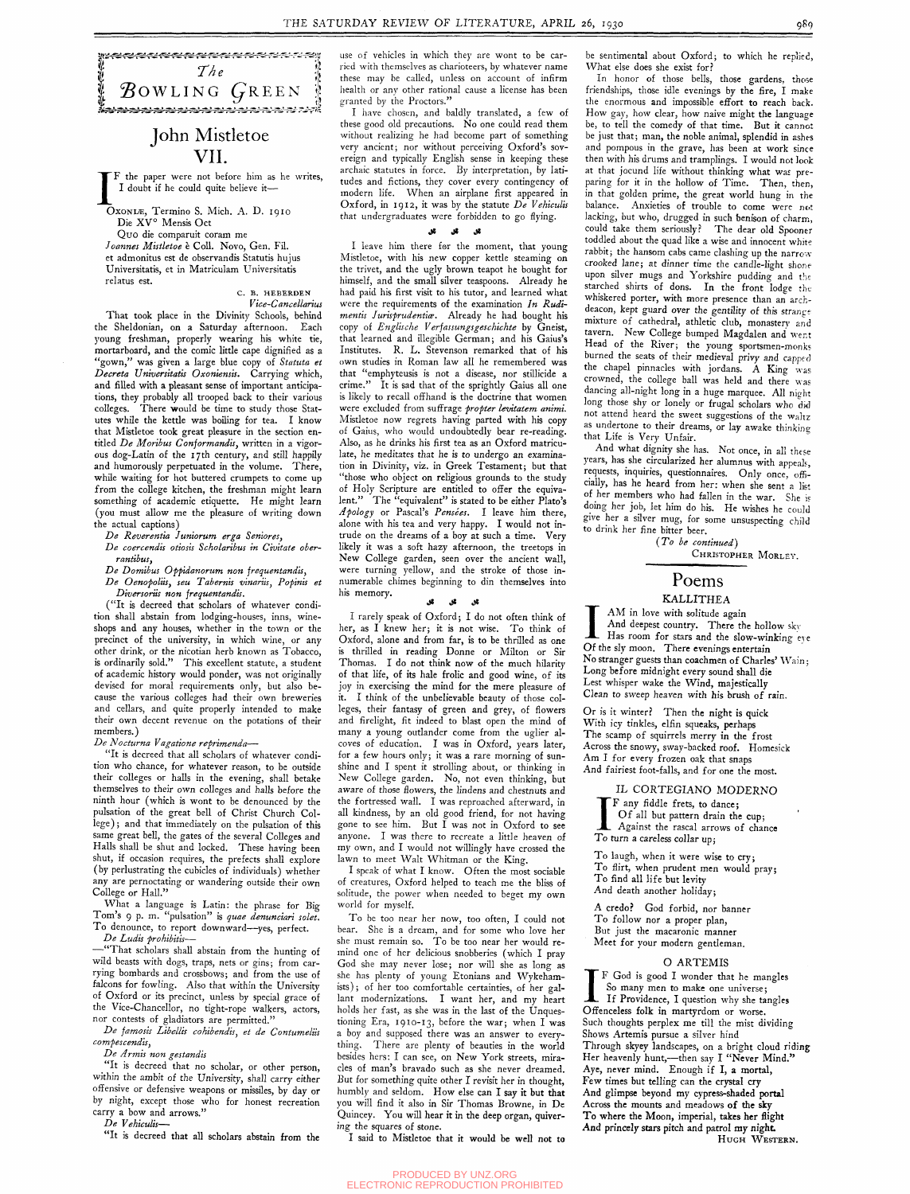## The Bowling Green

# John Mistletoe

## VII.

If the paper were not before him as he writes, I doubt if he could quite believe it—

Oxoniæ, Termino S. Mich. A. D. 1910
Die XV° Mensis Oct
Quo die comparuit coram me
*Joannes Mistletoe* è Coll. Novo, Gen. Fil.
et admonitus est de observandis Statutis hujus Universitatis, et in Matriculam Universitatis relatus est.

C. B. Heberden
*Vice-Cancellarius*

That took place in the Divinity Schools, behind the Sheldonian, on a Saturday afternoon. Each young freshman, properly wearing his white tie, mortarboard, and the comic little cape dignified as a "gown," was given a large blue copy of *Statuta et Decreta Universitatis Oxoniensis*. Carrying which, and filled with a pleasant sense of important anticipations, they probably all trooped back to their various colleges. There would be time to study those Statutes while the kettle was boiling for tea. I know that Mistletoe took great pleasure in the section entitled *De Moribus Conformandis*, written in a vigorous dog-Latin of the 17th century, and still happily and humorously perpetuated in the volume. There, while waiting for hot buttered crumpets to come up from the college kitchen, the freshman might learn something of academic etiquette. He might learn (you must allow me the pleasure of writing down the actual captions)

*De Reverentia Juniorum erga Seniores,*
*De coercendis otiosis Scholaribus in Civitate oberrantibus,*
*De Domibus Oppidanorum non frequentandis,*
*De Oenopoliis, seu Tabernis vinariis, Popinis et Diversoriis non frequentandis.*

("It is decreed that scholars of whatever condition shall abstain from lodging-houses, inns, wineshops and any houses, whether in the town or the precinct of the university, in which wine, or any other drink, or the nicotian herb known as Tobacco, is ordinarily sold." This excellent statute, a student of academic history would ponder, was not originally devised for moral requirements only, but also because the various colleges had their own breweries and cellars, and quite properly intended to make their own decent revenue on the potations of their members.)

*De Nocturna Vagatione reprimenda*—

"It is decreed that all scholars of whatever condition who chance, for whatever reason, to be outside their colleges or halls in the evening, shall betake themselves to their own colleges and halls before the ninth hour (which is wont to be denounced by the pulsation of the great bell of Christ Church College); and that immediately on the pulsation of this same great bell, the gates of the several Colleges and Halls shall be shut and locked. These having been shut, if occasion requires, the prefects shall explore (by perlustrating the cubicles of individuals) whether any are pernoctating or wandering outside their own College or Hall."

What a language is Latin: the phrase for Big Tom's 9 p. m. "pulsation" is *quae denunciari solet*. To denounce, to report downward—yes, perfect.

*De Ludis prohibitis*—

—"That scholars shall abstain from the hunting of wild beasts with dogs, traps, nets or gins; from carrying bombards and crossbows; and from the use of falcons for fowling. Also that within the University of Oxford or its precinct, unless by special grace of the Vice-Chancellor, no tight-rope walkers, actors, nor contests of gladiators are permitted."

*De famosis Libellis cohibendis, et de Contumeliis compescendis,*

*De Armis non gestandis*

"It is decreed that no scholar, or other person, within the ambit of the University, shall carry either offensive or defensive weapons or missiles, by day or by night, except those who for honest recreation carry a bow and arrows."

*De Vehiculis*—

"It is decreed that all scholars abstain from the use of vehicles in which they are wont to be carried with themselves as charioteers, by whatever name these may be called, unless on account of infirm health or any other rational cause a license has been granted by the Proctors."

I have chosen, and baldly translated, a few of these good old precautions. No one could read them without realizing he had become part of something very ancient; nor without perceiving Oxford's sovereign and typically English sense in keeping these archaic statutes in force. By interpretation, by latitudes and fictions, they cover every contingency of modern life. When an airplane first appeared in Oxford, in 1912, it was by the statute *De Vehiculis* that undergraduates were forbidden to go flying.

⁂

I leave him there for the moment, that young Mistletoe, with his new copper kettle steaming on the trivet, and the ugly brown teapot he bought for himself, and the small silver teaspoons. Already he had paid his first visit to his tutor, and learned what were the requirements of the examination *In Rudimentis Jurisprudentiæ*. Already he had bought his copy of *Englische Verfassungsgeschichte* by Gneist, that learned and illegible German; and his Gaius's Institutes. R. L. Stevenson remarked that of his own studies in Roman law all he remembered was that "emphyteusis is not a disease, nor stillicide a crime." It is sad that of the sprightly Gaius all one is likely to recall offhand is the doctrine that women were excluded from suffrage *propter levitatem animi*. Mistletoe now regrets having parted with his copy of Gaius, who would undoubtedly bear re-reading. Also, as he drinks his first tea as an Oxford matriculate, he meditates that he is to undergo an examination in Divinity, viz. in Greek Testament; but that "those who object on religious grounds to the study of Holy Scripture are entitled to offer the equivalent." The "equivalent" is stated to be either Plato's *Apology* or Pascal's *Pensées*. I leave him there, alone with his tea and very happy. I would not intrude on the dreams of a boy at such a time. Very likely it was a soft hazy afternoon, the treetops in New College garden, seen over the ancient wall, were turning yellow, and the stroke of those innumerable chimes beginning to din themselves into his memory.

⁂

I rarely speak of Oxford; I do not often think of her, as I knew her; it is not wise. To think of Oxford, alone and from far, is to be thrilled as one is thrilled in reading Donne or Milton or Sir Thomas. I do not think now of the much hilarity of that life, of its hale frolic and good wine, of its joy in exercising the mind for the mere pleasure of it. I think of the unbelievable beauty of those colleges, their fantasy of green and grey, of flowers and firelight, fit indeed to blast open the mind of many a young outlander come from the uglier alcoves of education. I was in Oxford, years later, for a few hours only; it was a rare morning of sunshine and I spent it strolling about, or thinking in New College garden. No, not even thinking, but aware of those flowers, the lindens and chestnuts and the fortressed wall. I was reproached afterward, in all kindness, by an old good friend, for not having gone to see him. But I was not in Oxford to see anyone. I was there to recreate a little heaven of my own, and I would not willingly have crossed the lawn to meet Walt Whitman or the King.

I speak of what I know. Often the most sociable of creatures, Oxford helped to teach me the bliss of solitude, the power when needed to beget my own world for myself.

To be too near her now, too often, I could not bear. She is a dream, and for some who love her she must remain so. To be too near her would remind one of her delicious snobberies (which I pray God she may never lose; nor will she as long as she has plenty of young Etonians and Wykehamists); of her too comfortable certainties, of her gallant modernizations. I want her, and my heart holds her fast, as she was in the last of the Unquestioning Era, 1910-13, before the war; when I was a boy and supposed there was an answer to everything. There are plenty of beauties in the world besides hers: I can see, on New York streets, miracles of man's bravado such as she never dreamed. But for something quite other I revisit her in thought, humbly and seldom. How else can I say it but that you will find it also in Sir Thomas Browne, in De Quincey. You will hear it in the deep organ, quivering the squares of stone.

I said to Mistletoe that it would be well not to be sentimental about Oxford; to which he replied, What else does she exist for?

In honor of those bells, those gardens, those friendships, those idle evenings by the fire, I make the enormous and impossible effort to reach back. How gay, how clear, how naive might the language be, to tell the comedy of that time. But it cannot be just that; man, the noble animal, splendid in ashes and pompous in the grave, has been at work since then with his drums and tramplings. I would not look at that jocund life without thinking what was preparing for it in the hollow of Time. Then, then, in that golden prime, the great world hung in the balance. Anxieties of trouble to come were not lacking, but who, drugged in such benison of charm, could take them seriously? The dear old Spooner toddled about the quad like a wise and innocent white rabbit; the hansom cabs came clashing up the narrow crooked lane; at dinner time the candle-light shone upon silver mugs and Yorkshire pudding and the starched shirts of dons. In the front lodge the whiskered porter, with more presence than an archdeacon, kept guard over the gentility of this strange mixture of cathedral, athletic club, monastery and tavern. New College bumped Magdalen and went Head of the River; the young sportsmen-monks burned the seats of their medieval privy and capped the chapel pinnacles with jordans. A King was crowned, the college ball was held and there was dancing all-night long in a huge marquee. All night long those shy or lonely or frugal scholars who did not attend heard the sweet suggestions of the waltz as undertone to their dreams, or lay awake thinking that Life is Very Unfair.

And what dignity she has. Not once, in all these years, has she circularized her alumnus with appeals, requests, inquiries, questionnaires. Only once, officially, has he heard from her: when she sent a list of her members who had fallen in the war. She is doing her job, let him do his. He wishes he could give her a silver mug, for some unsuspecting child to drink her fine bitter beer.

(*To be continued*)

Christopher Morley.

# Poems

### KALLITHEA

I am in love with solitude again
And deepest country. There the hollow sky
Has room for stars and the slow-winking eye
Of the sly moon. There evenings entertain
No stranger guests than coachmen of Charles' Wain;
Long before midnight every sound shall die
Lest whisper wake the Wind, majestically
Clean to sweep heaven with his brush of rain.

Or is it winter? Then the night is quick
With icy tinkles, elfin squeaks, perhaps
The scamp of squirrels merry in the frost
Across the snowy, sway-backed roof. Homesick
Am I for every frozen oak that snaps
And fairiest foot-falls, and for one the most.

### IL CORTEGIANO MODERNO

If any fiddle frets, to dance;
Of all but pattern drain the cup;
Against the rascal arrows of chance
To turn a careless collar up;

To laugh, when it were wise to cry;
To flirt, when prudent men would pray;
To find all life but levity
And death another holiday;

A credo? God forbid, nor banner
To follow nor a proper plan,
But just the macaronic manner
Meet for your modern gentleman.

### O ARTEMIS

If God is good I wonder that he mangles
So many men to make one universe;
If Providence, I question why she tangles
Offenceless folk in martyrdom or worse.
Such thoughts perplex me till the mist dividing
Shows Artemis pursue a silver hind
Through skyey landscapes, on a bright cloud riding
Her heavenly hunt,—then say I "Never Mind."
Aye, never mind. Enough if I, a mortal,
Few times but telling can the crystal cry
And glimpse beyond my cypress-shaded portal
Across the mounts and meadows of the sky
To where the Moon, imperial, takes her flight
And princely stars pitch and patrol my night.

Hugh Western.